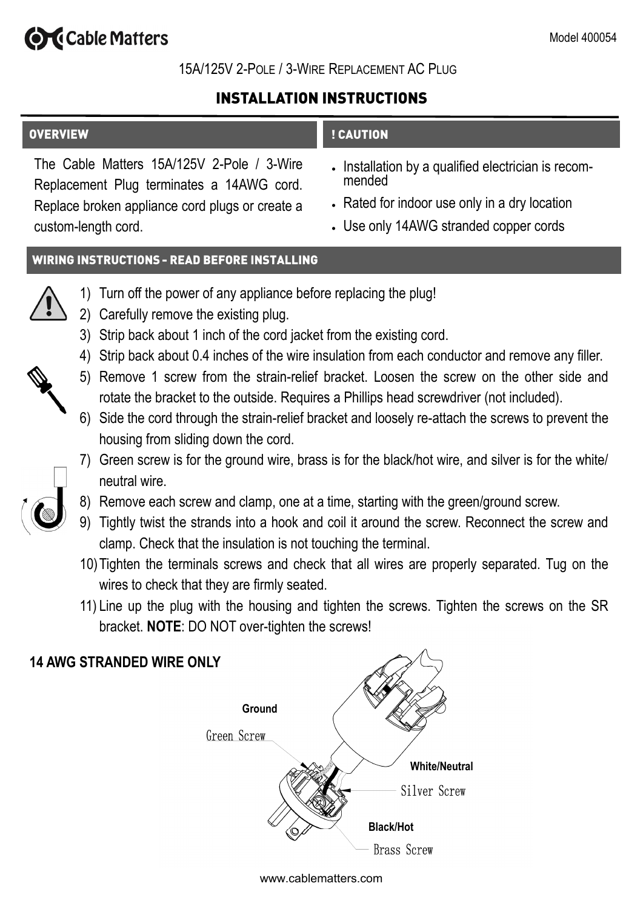Cable Matters

Model 400054

15A/125V 2-POLE / 3-WIRE REPLACEMENT AC PLUG

# INSTALLATION INSTRUCTIONS

## OVERVIEW

The Cable Matters 15A/125V 2-Pole / 3-Wire Replacement Plug terminates a 14AWG cord. Replace broken appliance cord plugs or create a custom-length cord.

## ! CAUTION

- Installation by a qualified electrician is recommended
- Rated for indoor use only in a dry location
- Use only 14AWG stranded copper cords

## WIRING INSTRUCTIONS - READ BEFORE INSTALLING

1) Turn off the power of any appliance before replacing the plug!
2) Carefully remove the existing plug.
3) Strip back about 1 inch of the cord jacket from the existing cord.
4) Strip back about 0.4 inches of the wire insulation from each conductor and remove any filler.
5) Remove 1 screw from the strain-relief bracket. Loosen the screw on the other side and rotate the bracket to the outside. Requires a Phillips head screwdriver (not included).
6) Side the cord through the strain-relief bracket and loosely re-attach the screws to prevent the housing from sliding down the cord.
7) Green screw is for the ground wire, brass is for the black/hot wire, and silver is for the white/neutral wire.
8) Remove each screw and clamp, one at a time, starting with the green/ground screw.
9) Tightly twist the strands into a hook and coil it around the screw. Reconnect the screw and clamp. Check that the insulation is not touching the terminal.
10) Tighten the terminals screws and check that all wires are properly separated. Tug on the wires to check that they are firmly seated.
11) Line up the plug with the housing and tighten the screws. Tighten the screws on the SR bracket. **NOTE**: DO NOT over-tighten the screws!

**14 AWG STRANDED WIRE ONLY**

Ground — Green Screw

White/Neutral — Silver Screw

Black/Hot — Brass Screw

www.cablematters.com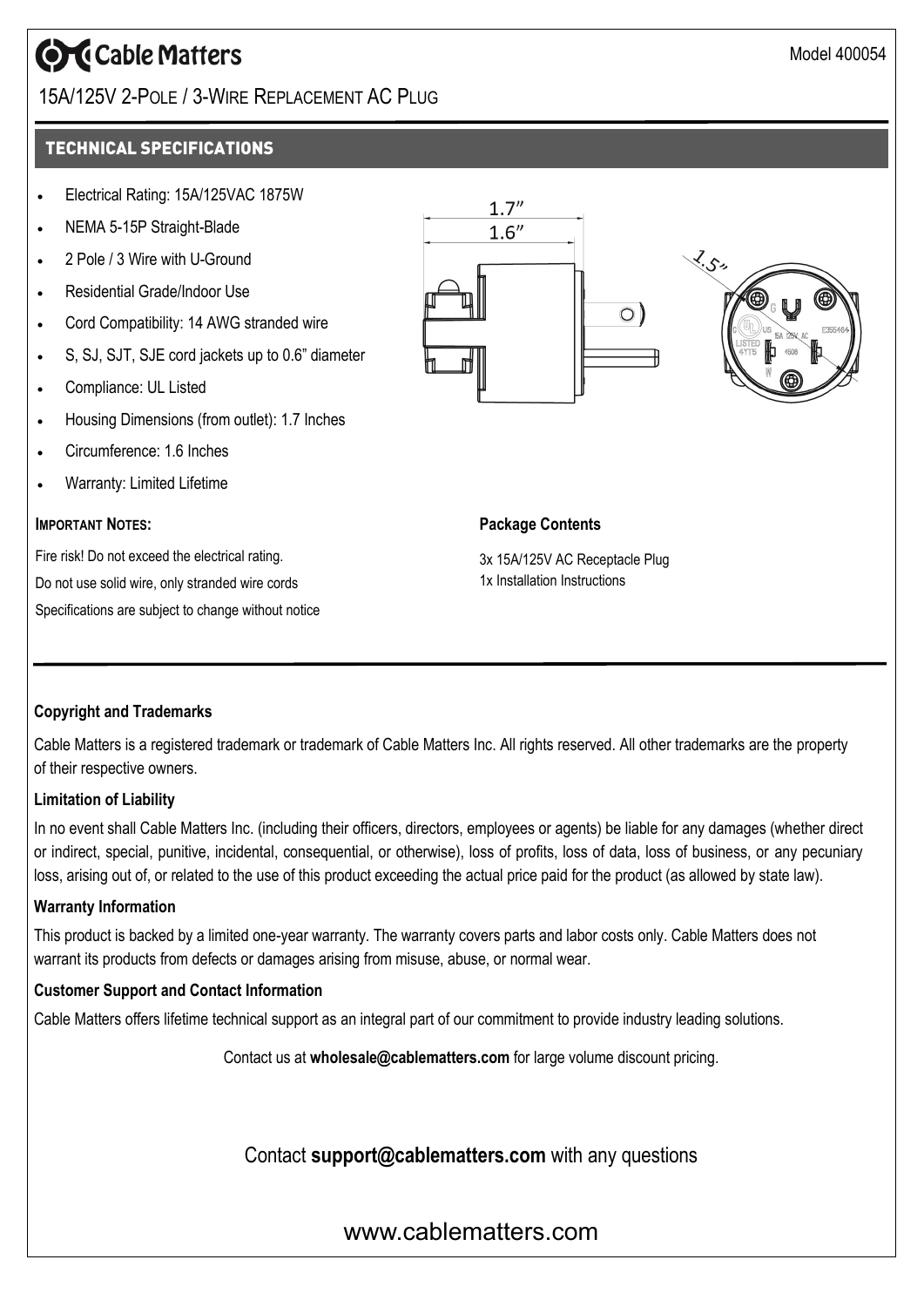# Cable Matters

Model 400054

## 15A/125V 2-Pole / 3-Wire Replacement AC Plug

### TECHNICAL SPECIFICATIONS

- Electrical Rating: 15A/125VAC 1875W
- NEMA 5-15P Straight-Blade
- 2 Pole / 3 Wire with U-Ground
- Residential Grade/Indoor Use
- Cord Compatibility: 14 AWG stranded wire
- S, SJ, SJT, SJE cord jackets up to 0.6" diameter
- Compliance: UL Listed
- Housing Dimensions (from outlet): 1.7 Inches
- Circumference: 1.6 Inches
- Warranty: Limited Lifetime

1.7"
1.6"
1.5"

**Important Notes:**

Fire risk! Do not exceed the electrical rating.

Do not use solid wire, only stranded wire cords

Specifications are subject to change without notice

**Package Contents**

3x 15A/125V AC Receptacle Plug
1x Installation Instructions

**Copyright and Trademarks**

Cable Matters is a registered trademark or trademark of Cable Matters Inc. All rights reserved. All other trademarks are the property of their respective owners.

**Limitation of Liability**

In no event shall Cable Matters Inc. (including their officers, directors, employees or agents) be liable for any damages (whether direct or indirect, special, punitive, incidental, consequential, or otherwise), loss of profits, loss of data, loss of business, or any pecuniary loss, arising out of, or related to the use of this product exceeding the actual price paid for the product (as allowed by state law).

**Warranty Information**

This product is backed by a limited one-year warranty. The warranty covers parts and labor costs only. Cable Matters does not warrant its products from defects or damages arising from misuse, abuse, or normal wear.

**Customer Support and Contact Information**

Cable Matters offers lifetime technical support as an integral part of our commitment to provide industry leading solutions.

Contact us at **wholesale@cablematters.com** for large volume discount pricing.

Contact **support@cablematters.com** with any questions

www.cablematters.com